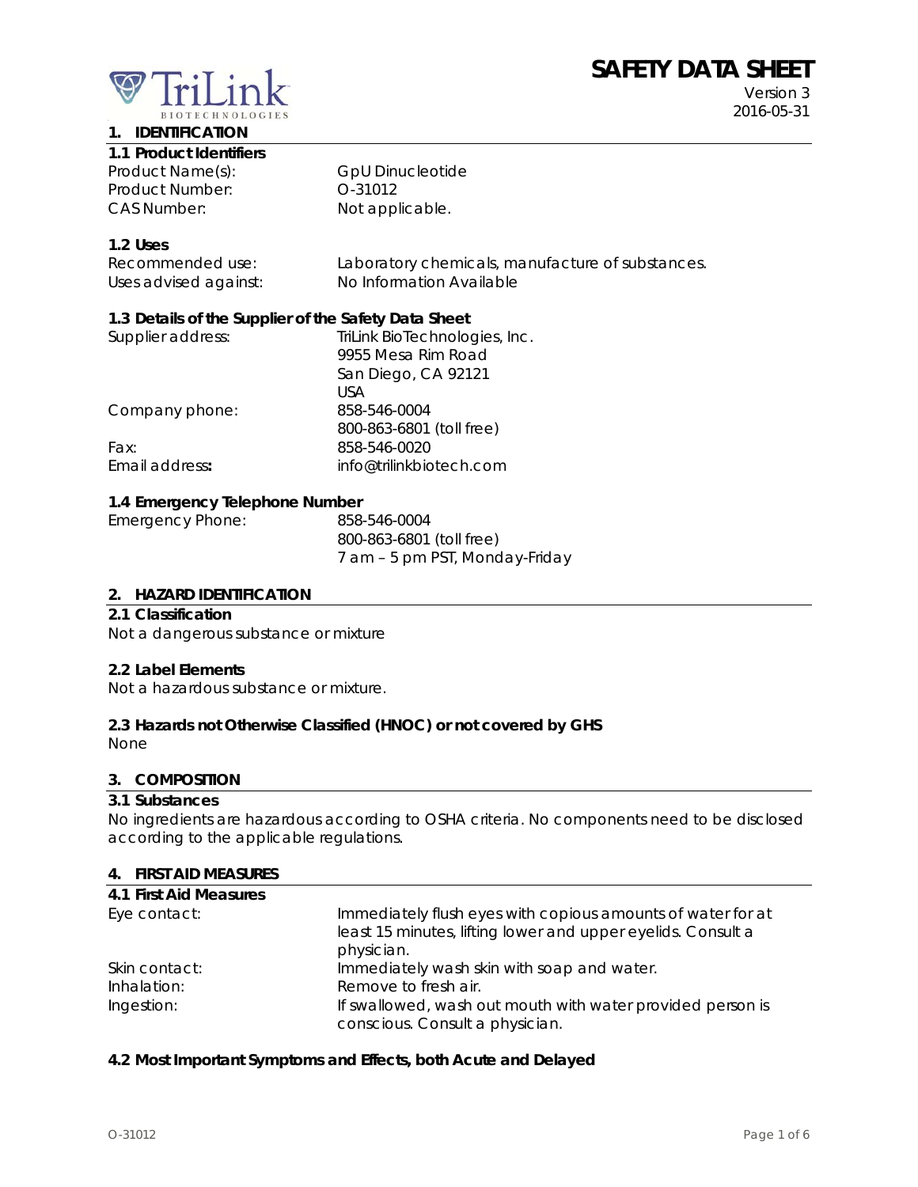# SAFETY DATA SHEET

Version 3
2016-05-31

## 1. IDENTIFICATION

### 1.1 Product Identifiers

| | |
|---|---|
| Product Name(s): | GpU Dinucleotide |
| Product Number: | O-31012 |
| CAS Number: | Not applicable. |

### 1.2 Uses

| | |
|---|---|
| Recommended use: | Laboratory chemicals, manufacture of substances. |
| Uses advised against: | No Information Available |

### 1.3 Details of the Supplier of the Safety Data Sheet

| | |
|---|---|
| Supplier address: | TriLink BioTechnologies, Inc.<br>9955 Mesa Rim Road<br>San Diego, CA 92121<br>USA |
| Company phone: | 858-546-0004<br>800-863-6801 (toll free) |
| Fax: | 858-546-0020 |
| Email address**:** | info@trilinkbiotech.com |

### 1.4 Emergency Telephone Number

| | |
|---|---|
| Emergency Phone: | 858-546-0004<br>800-863-6801 (toll free)<br>7 am – 5 pm PST, Monday-Friday |

## 2. HAZARD IDENTIFICATION

### 2.1 Classification

Not a dangerous substance or mixture

### 2.2 Label Elements

Not a hazardous substance or mixture.

### 2.3 Hazards not Otherwise Classified (HNOC) or not covered by GHS

None

## 3. COMPOSITION

### 3.1 Substances

No ingredients are hazardous according to OSHA criteria. No components need to be disclosed according to the applicable regulations.

## 4. FIRST AID MEASURES

### 4.1 First Aid Measures

| | |
|---|---|
| Eye contact: | Immediately flush eyes with copious amounts of water for at least 15 minutes, lifting lower and upper eyelids. Consult a physician. |
| Skin contact: | Immediately wash skin with soap and water. |
| Inhalation: | Remove to fresh air. |
| Ingestion: | If swallowed, wash out mouth with water provided person is conscious. Consult a physician. |

### 4.2 Most Important Symptoms and Effects, both Acute and Delayed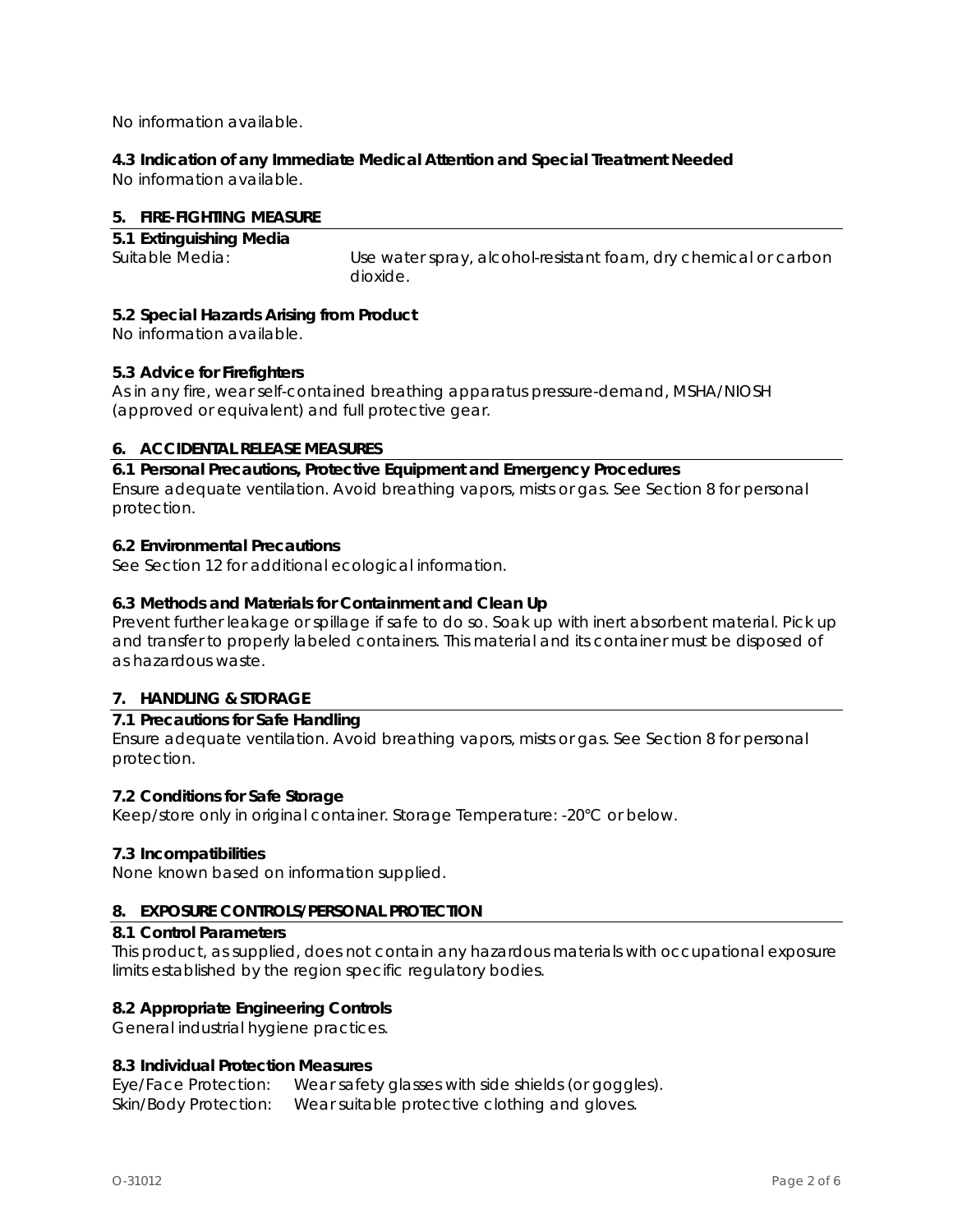No information available.

### 4.3 Indication of any Immediate Medical Attention and Special Treatment Needed

No information available.

## 5. FIRE-FIGHTING MEASURE

### 5.1 Extinguishing Media

Suitable Media: Use water spray, alcohol-resistant foam, dry chemical or carbon dioxide.

### 5.2 Special Hazards Arising from Product

No information available.

### 5.3 Advice for Firefighters

As in any fire, wear self-contained breathing apparatus pressure-demand, MSHA/NIOSH (approved or equivalent) and full protective gear.

## 6. ACCIDENTAL RELEASE MEASURES

### 6.1 Personal Precautions, Protective Equipment and Emergency Procedures

Ensure adequate ventilation. Avoid breathing vapors, mists or gas. See Section 8 for personal protection.

### 6.2 Environmental Precautions

See Section 12 for additional ecological information.

### 6.3 Methods and Materials for Containment and Clean Up

Prevent further leakage or spillage if safe to do so. Soak up with inert absorbent material. Pick up and transfer to properly labeled containers. This material and its container must be disposed of as hazardous waste.

## 7. HANDLING & STORAGE

### 7.1 Precautions for Safe Handling

Ensure adequate ventilation. Avoid breathing vapors, mists or gas. See Section 8 for personal protection.

### 7.2 Conditions for Safe Storage

Keep/store only in original container. Storage Temperature: -20°C or below.

### 7.3 Incompatibilities

None known based on information supplied.

## 8. EXPOSURE CONTROLS/PERSONAL PROTECTION

### 8.1 Control Parameters

This product, as supplied, does not contain any hazardous materials with occupational exposure limits established by the region specific regulatory bodies.

### 8.2 Appropriate Engineering Controls

General industrial hygiene practices.

### 8.3 Individual Protection Measures

Eye/Face Protection: Wear safety glasses with side shields (or goggles).
Skin/Body Protection: Wear suitable protective clothing and gloves.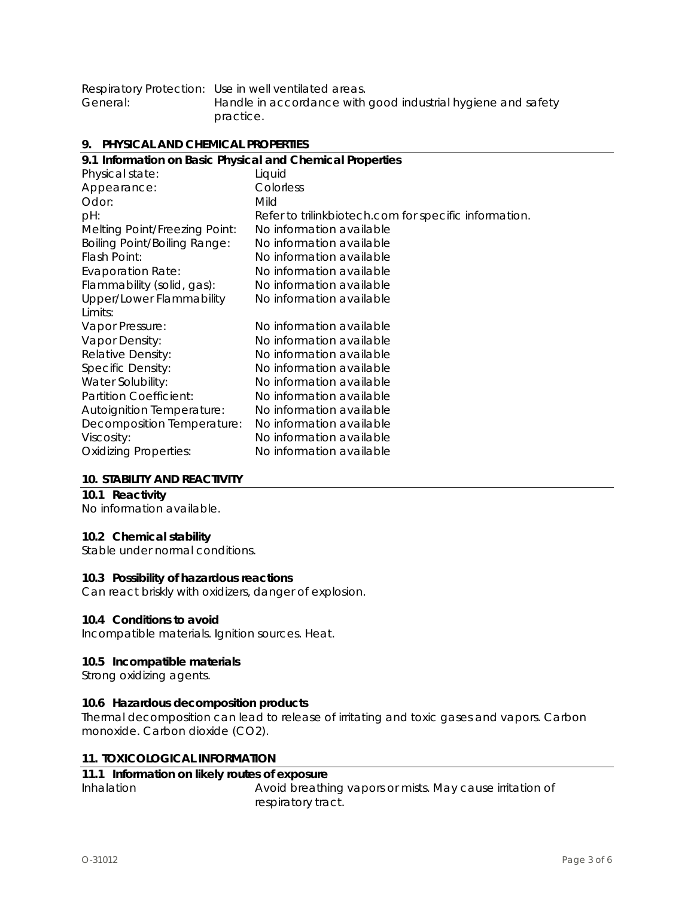Respiratory Protection: Use in well ventilated areas.
General: Handle in accordance with good industrial hygiene and safety practice.

## 9. PHYSICAL AND CHEMICAL PROPERTIES

### 9.1 Information on Basic Physical and Chemical Properties

| | |
|---|---|
| Physical state: | Liquid |
| Appearance: | Colorless |
| Odor: | Mild |
| pH: | Refer to trilinkbiotech.com for specific information. |
| Melting Point/Freezing Point: | No information available |
| Boiling Point/Boiling Range: | No information available |
| Flash Point: | No information available |
| Evaporation Rate: | No information available |
| Flammability (solid, gas): | No information available |
| Upper/Lower Flammability Limits: | No information available |
| Vapor Pressure: | No information available |
| Vapor Density: | No information available |
| Relative Density: | No information available |
| Specific Density: | No information available |
| Water Solubility: | No information available |
| Partition Coefficient: | No information available |
| Autoignition Temperature: | No information available |
| Decomposition Temperature: | No information available |
| Viscosity: | No information available |
| Oxidizing Properties: | No information available |

## 10. STABILITY AND REACTIVITY

### 10.1 Reactivity

No information available.

### 10.2 Chemical stability

Stable under normal conditions.

### 10.3 Possibility of hazardous reactions

Can react briskly with oxidizers, danger of explosion.

### 10.4 Conditions to avoid

Incompatible materials. Ignition sources. Heat.

### 10.5 Incompatible materials

Strong oxidizing agents.

### 10.6 Hazardous decomposition products

Thermal decomposition can lead to release of irritating and toxic gases and vapors. Carbon monoxide. Carbon dioxide ($CO_2$).

## 11. TOXICOLOGICAL INFORMATION

### 11.1 Information on likely routes of exposure

| | |
|---|---|
| Inhalation | Avoid breathing vapors or mists. May cause irritation of respiratory tract. |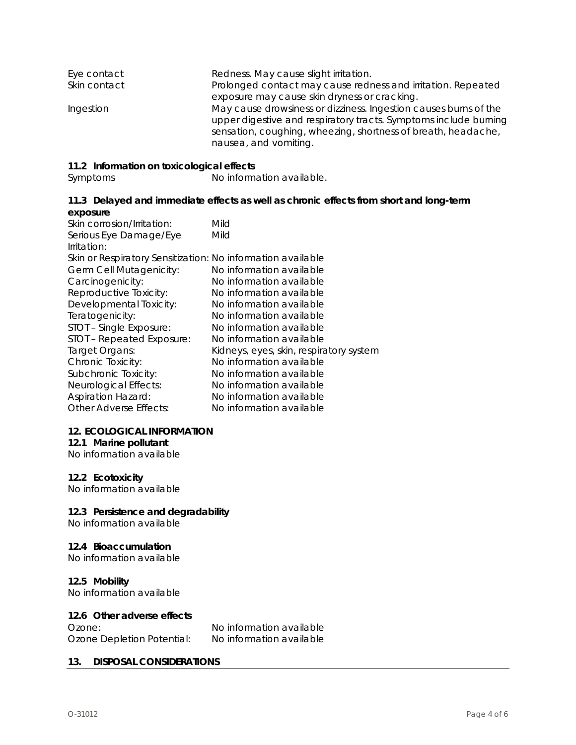| | |
|---|---|
| Eye contact | Redness. May cause slight irritation. |
| Skin contact | Prolonged contact may cause redness and irritation. Repeated exposure may cause skin dryness or cracking. |
| Ingestion | May cause drowsiness or dizziness. Ingestion causes burns of the upper digestive and respiratory tracts. Symptoms include burning sensation, coughing, wheezing, shortness of breath, headache, nausea, and vomiting. |

### 11.2 Information on toxicological effects

| | |
|---|---|
| Symptoms | No information available. |

### 11.3 Delayed and immediate effects as well as chronic effects from short and long-term exposure

| | |
|---|---|
| Skin corrosion/Irritation: | Mild |
| Serious Eye Damage/Eye Irritation: | Mild |
| Skin or Respiratory Sensitization: | No information available |
| Germ Cell Mutagenicity: | No information available |
| Carcinogenicity: | No information available |
| Reproductive Toxicity: | No information available |
| Developmental Toxicity: | No information available |
| Teratogenicity: | No information available |
| STOT – Single Exposure: | No information available |
| STOT – Repeated Exposure: | No information available |
| Target Organs: | Kidneys, eyes, skin, respiratory system |
| Chronic Toxicity: | No information available |
| Subchronic Toxicity: | No information available |
| Neurological Effects: | No information available |
| Aspiration Hazard: | No information available |
| Other Adverse Effects: | No information available |

## 12. ECOLOGICAL INFORMATION

### 12.1 Marine pollutant

No information available

### 12.2 Ecotoxicity

No information available

### 12.3 Persistence and degradability

No information available

### 12.4 Bioaccumulation

No information available

### 12.5 Mobility

No information available

### 12.6 Other adverse effects

| | |
|---|---|
| Ozone: | No information available |
| Ozone Depletion Potential: | No information available |

## 13. DISPOSAL CONSIDERATIONS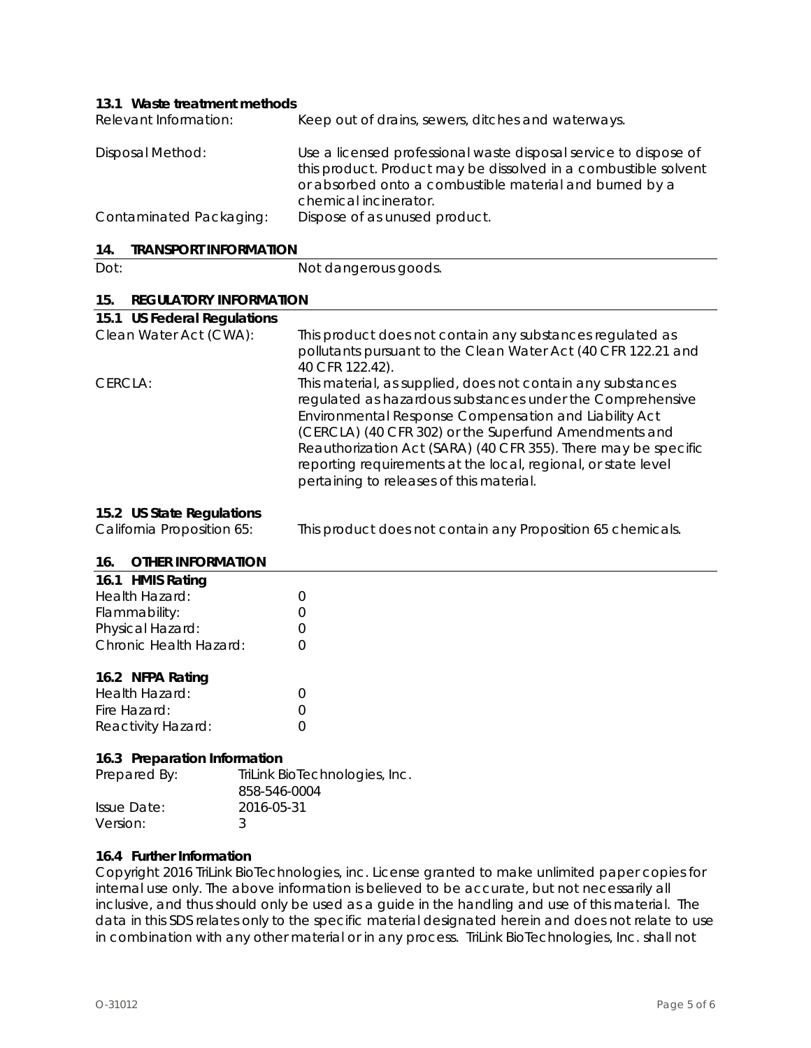### 13.1 Waste treatment methods

| | |
|---|---|
| Relevant Information: | Keep out of drains, sewers, ditches and waterways. |
| Disposal Method: | Use a licensed professional waste disposal service to dispose of this product. Product may be dissolved in a combustible solvent or absorbed onto a combustible material and burned by a chemical incinerator. |
| Contaminated Packaging: | Dispose of as unused product. |

## 14. TRANSPORT INFORMATION

| | |
|---|---|
| Dot: | Not dangerous goods. |

## 15. REGULATORY INFORMATION

### 15.1 US Federal Regulations

| | |
|---|---|
| Clean Water Act (CWA): | This product does not contain any substances regulated as pollutants pursuant to the Clean Water Act (40 CFR 122.21 and 40 CFR 122.42). |
| CERCLA: | This material, as supplied, does not contain any substances regulated as hazardous substances under the Comprehensive Environmental Response Compensation and Liability Act (CERCLA) (40 CFR 302) or the Superfund Amendments and Reauthorization Act (SARA) (40 CFR 355). There may be specific reporting requirements at the local, regional, or state level pertaining to releases of this material. |

### 15.2 US State Regulations

| | |
|---|---|
| California Proposition 65: | This product does not contain any Proposition 65 chemicals. |

## 16. OTHER INFORMATION

### 16.1 HMIS Rating

| | |
|---|---|
| Health Hazard: | 0 |
| Flammability: | 0 |
| Physical Hazard: | 0 |
| Chronic Health Hazard: | 0 |

### 16.2 NFPA Rating

| | |
|---|---|
| Health Hazard: | 0 |
| Fire Hazard: | 0 |
| Reactivity Hazard: | 0 |

### 16.3 Preparation Information

| | |
|---|---|
| Prepared By: | TriLink BioTechnologies, Inc.<br>858-546-0004 |
| Issue Date: | 2016-05-31 |
| Version: | 3 |

### 16.4 Further Information

Copyright 2016 TriLink BioTechnologies, inc. License granted to make unlimited paper copies for internal use only. The above information is believed to be accurate, but not necessarily all inclusive, and thus should only be used as a guide in the handling and use of this material. The data in this SDS relates only to the specific material designated herein and does not relate to use in combination with any other material or in any process. TriLink BioTechnologies, Inc. shall not

O-31012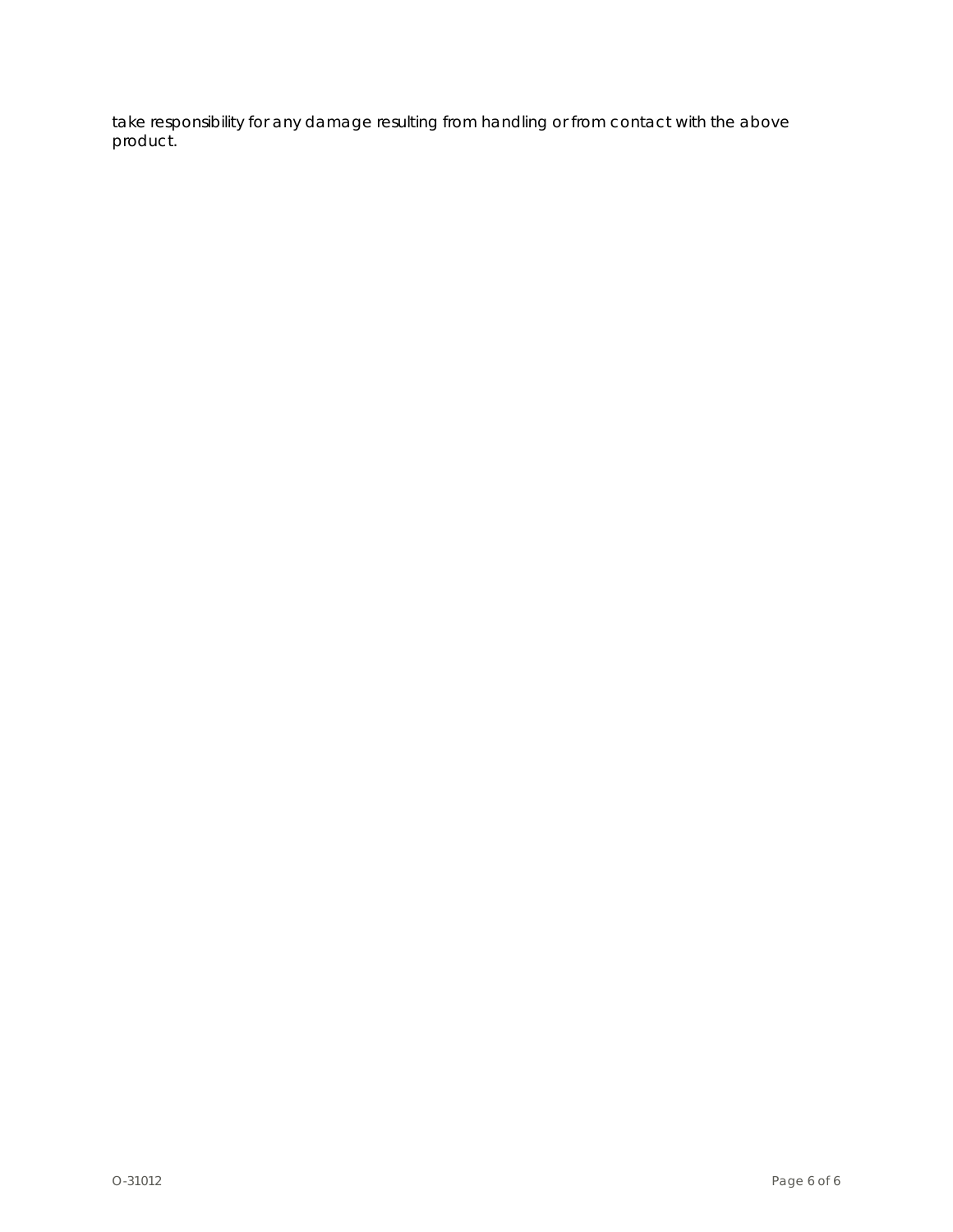take responsibility for any damage resulting from handling or from contact with the above product.